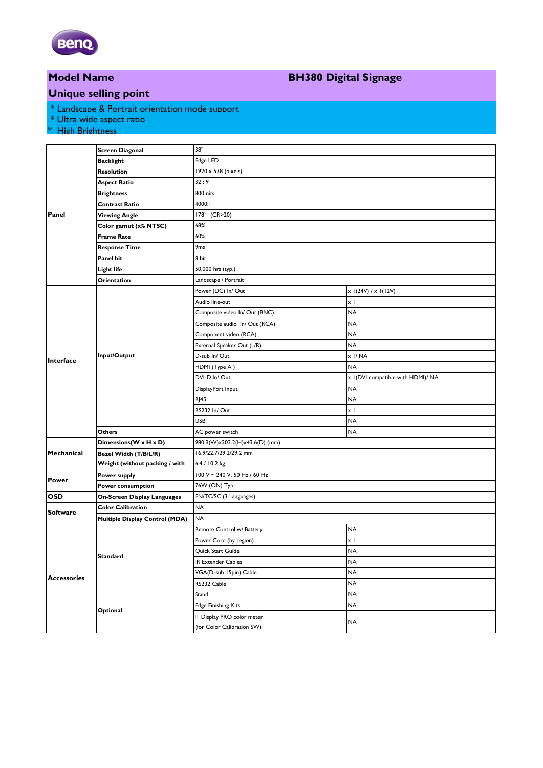| **Model Name** | **BH380 Digital Signage** |
|---|---|

## Unique selling point

* Landscape & Portrait orientation mode support
* Ultra wide aspect ratio
* High Brightness

| | | | |
|---|---|---|---|
| **Panel** | **Screen Diagonal** | 38" | |
| | **Backlight** | Edge LED | |
| | **Resolution** | 1920 x 538 (pixels) | |
| | **Aspect Ratio** | 32 : 9 | |
| | **Brightness** | 800 nits | |
| | **Contrast Ratio** | 4000:1 | |
| | **Viewing Angle** | 178° (CR>20) | |
| | **Color gamut (x% NTSC)** | 68% | |
| | **Frame Rate** | 60% | |
| | **Response Time** | 9ms | |
| | **Panel bit** | 8 bit | |
| | **Light life** | 50,000 hrs (typ.) | |
| | **Orientation** | Landscape / Portrait | |
| **Interface** | **Input/Output** | Power (DC) In/ Out | x 1(24V) / x 1(12V) |
| | | Audio line-out | x 1 |
| | | Composite video In/ Out (BNC) | NA |
| | | Composite audio In/ Out (RCA) | NA |
| | | Component video (RCA) | NA |
| | | External Speaker Out (L/R) | NA |
| | | D-sub In/ Out | x 1/ NA |
| | | HDMI (Type A ) | NA |
| | | DVI-D In/ Out | x 1(DVI compatible with HDMI)/ NA |
| | | DisplayPort Input | NA |
| | | RJ45 | NA |
| | | RS232 In/ Out | x 1 |
| | | USB | NA |
| | **Others** | AC power switch | NA |
| **Mechanical** | **Dimensions(W x H x D)** | 980.9(W)x303.2(H)x43.6(D) (mm) | |
| | **Bezel Width (T/B/L/R)** | 16.9/22.7/29.2/29.2 mm | |
| | **Weight (without packing / with** | 6.4 / 10.2 kg | |
| **Power** | **Power supply** | 100 V ~ 240 V, 50 Hz / 60 Hz | |
| | **Power consumption** | 76W (ON) Typ. | |
| **OSD** | **On-Screen Display Languages** | EN/TC/SC (3 Languages) | |
| **Software** | **Color Calibration** | NA | |
| | **Multiple Display Control (MDA)** | NA | |
| **Accessories** | **Standard** | Remote Control w/ Battery | NA |
| | | Power Cord (by region) | x 1 |
| | | Quick Start Guide | NA |
| | | IR Extender Cables | NA |
| | | VGA(D-sub 15pin) Cable | NA |
| | | RS232 Cable | NA |
| | **Optional** | Stand | NA |
| | | Edge Finishing Kits | NA |
| | | i1 Display PRO color meter (for Color Calibration SW) | NA |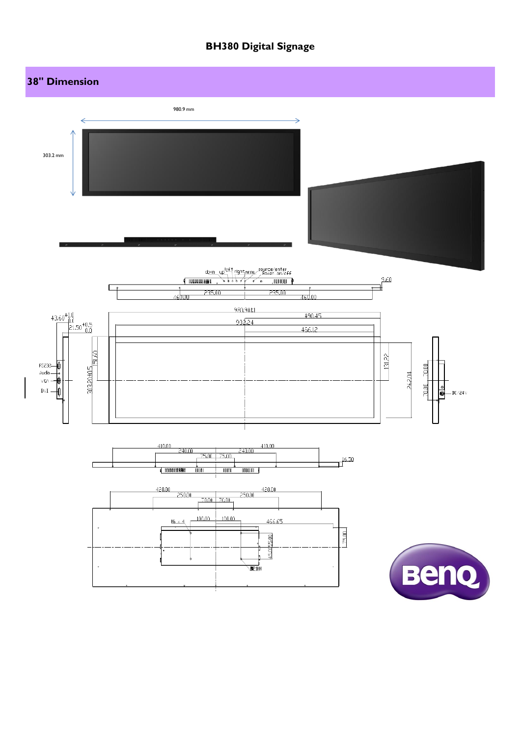# BH380 Digital Signage

## 38" Dimension

980.9 mm

303.2 mm

down up left right menu source/enter Power on/off

9.60

235.00 235.00

460.00 460.00

980.90±1

490.45

932.24

456.12

43.60 +1.0 0.0

21.50 +0.5 0.0

RS232

Audio

VGA

DVI

151.60

303.20±0.5

131.22

262.04

70.00 70.00

DC/24V

410.00 410.00

240.00 240.00

75.00 75.00

16.50

420.00 420.00

250.00 250.00

70.00 70.00

M6 × 4

100.00 100.00

466.65

75.00

45.00 55.00